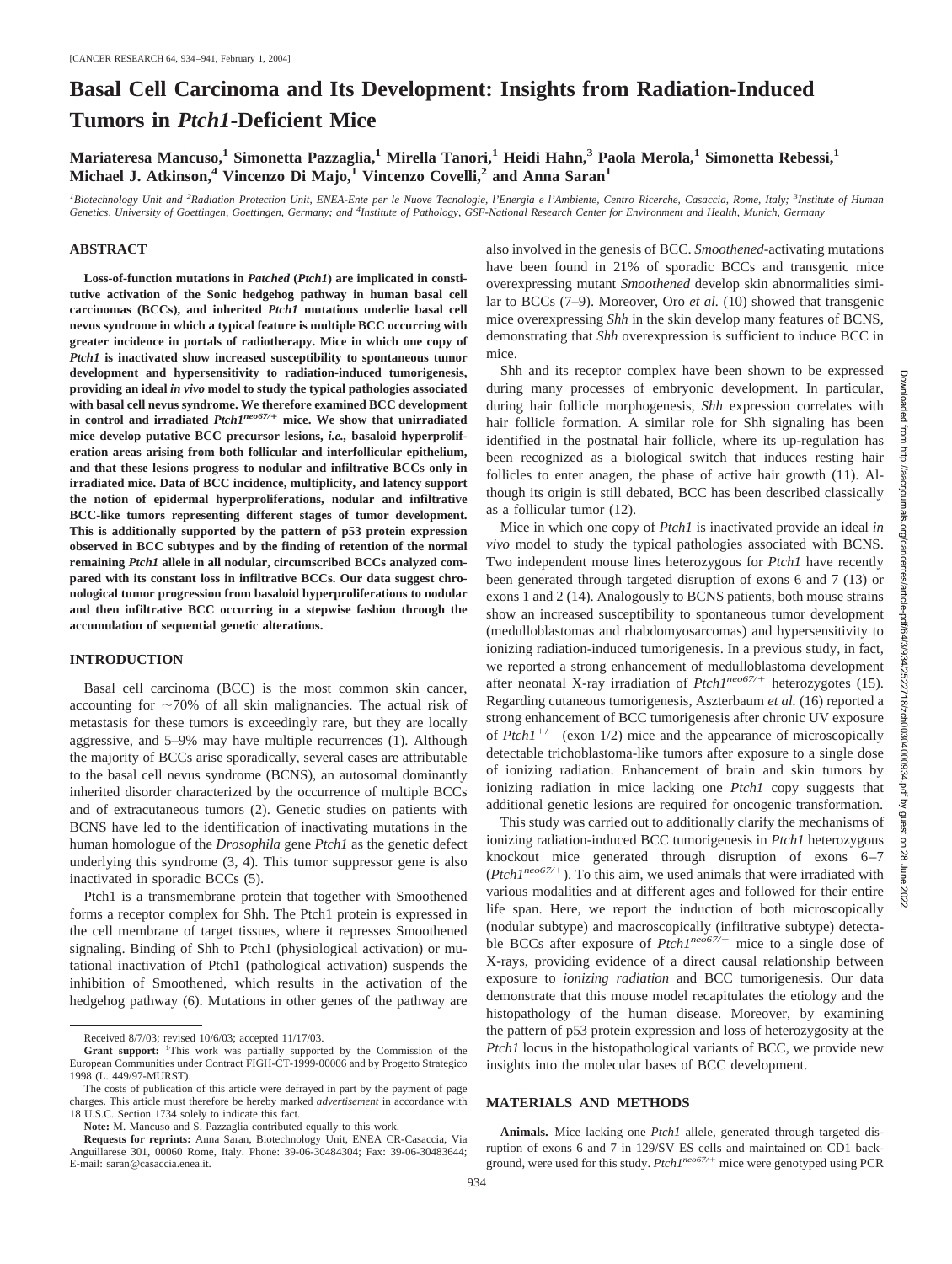# Basal Cell Carcinoma and Its Development: Insights from Radiation-Induced Tumors in *Ptch1*-Deficient Mice

**Mariateresa Mancuso,[1] Simonetta Pazzaglia,[1] Mirella Tanori,[1] Heidi Hahn,[3] Paola Merola,[1] Simonetta Rebessi,[1] Michael J. Atkinson,[4] Vincenzo Di Majo,[1] Vincenzo Covelli,[2] and Anna Saran[1]**

[1]Biotechnology Unit and [2]Radiation Protection Unit, ENEA-Ente per le Nuove Tecnologie, l'Energia e l'Ambiente, Centro Ricerche, Casaccia, Rome, Italy; [3]Institute of Human Genetics, University of Goettingen, Goettingen, Germany; and [4]Institute of Pathology, GSF-National Research Center for Environment and Health, Munich, Germany

## ABSTRACT

**Loss-of-function mutations in *Patched* (*Ptch1*) are implicated in constitutive activation of the Sonic hedgehog pathway in human basal cell carcinomas (BCCs), and inherited *Ptch1* mutations underlie basal cell nevus syndrome in which a typical feature is multiple BCC occurring with greater incidence in portals of radiotherapy. Mice in which one copy of *Ptch1* is inactivated show increased susceptibility to spontaneous tumor development and hypersensitivity to radiation-induced tumorigenesis, providing an ideal *in vivo* model to study the typical pathologies associated with basal cell nevus syndrome. We therefore examined BCC development in control and irradiated $Ptch1^{neo67/+}$ mice. We show that unirradiated mice develop putative BCC precursor lesions, *i.e.*, basaloid hyperproliferation areas arising from both follicular and interfollicular epithelium, and that these lesions progress to nodular and infiltrative BCCs only in irradiated mice. Data of BCC incidence, multiplicity, and latency support the notion of epidermal hyperproliferations, nodular and infiltrative BCC-like tumors representing different stages of tumor development. This is additionally supported by the pattern of p53 protein expression observed in BCC subtypes and by the finding of retention of the normal remaining *Ptch1* allele in all nodular, circumscribed BCCs analyzed compared with its constant loss in infiltrative BCCs. Our data suggest chronological tumor progression from basaloid hyperproliferations to nodular and then infiltrative BCC occurring in a stepwise fashion through the accumulation of sequential genetic alterations.**

## INTRODUCTION

Basal cell carcinoma (BCC) is the most common skin cancer, accounting for ~70% of all skin malignancies. The actual risk of metastasis for these tumors is exceedingly rare, but they are locally aggressive, and 5–9% may have multiple recurrences (1). Although the majority of BCCs arise sporadically, several cases are attributable to the basal cell nevus syndrome (BCNS), an autosomal dominantly inherited disorder characterized by the occurrence of multiple BCCs and of extracutaneous tumors (2). Genetic studies on patients with BCNS have led to the identification of inactivating mutations in the human homologue of the *Drosophila* gene *Ptch1* as the genetic defect underlying this syndrome (3, 4). This tumor suppressor gene is also inactivated in sporadic BCCs (5).

Ptch1 is a transmembrane protein that together with Smoothened forms a receptor complex for Shh. The Ptch1 protein is expressed in the cell membrane of target tissues, where it represses Smoothened signaling. Binding of Shh to Ptch1 (physiological activation) or mutational inactivation of Ptch1 (pathological activation) suspends the inhibition of Smoothened, which results in the activation of the hedgehog pathway (6). Mutations in other genes of the pathway are also involved in the genesis of BCC. *Smoothened*-activating mutations have been found in 21% of sporadic BCCs and transgenic mice overexpressing mutant *Smoothened* develop skin abnormalities similar to BCCs (7–9). Moreover, Oro *et al.* (10) showed that transgenic mice overexpressing *Shh* in the skin develop many features of BCNS, demonstrating that *Shh* overexpression is sufficient to induce BCC in mice.

Shh and its receptor complex have been shown to be expressed during many processes of embryonic development. In particular, during hair follicle morphogenesis, *Shh* expression correlates with hair follicle formation. A similar role for Shh signaling has been identified in the postnatal hair follicle, where its up-regulation has been recognized as a biological switch that induces resting hair follicles to enter anagen, the phase of active hair growth (11). Although its origin is still debated, BCC has been described classically as a follicular tumor (12).

Mice in which one copy of *Ptch1* is inactivated provide an ideal *in vivo* model to study the typical pathologies associated with BCNS. Two independent mouse lines heterozygous for *Ptch1* have recently been generated through targeted disruption of exons 6 and 7 (13) or exons 1 and 2 (14). Analogously to BCNS patients, both mouse strains show an increased susceptibility to spontaneous tumor development (medulloblastomas and rhabdomyosarcomas) and hypersensitivity to ionizing radiation-induced tumorigenesis. In a previous study, in fact, we reported a strong enhancement of medulloblastoma development after neonatal X-ray irradiation of $Ptch1^{neo67/+}$ heterozygotes (15). Regarding cutaneous tumorigenesis, Aszterbaum *et al.* (16) reported a strong enhancement of BCC tumorigenesis after chronic UV exposure of $Ptch1^{+/-}$ (exon 1/2) mice and the appearance of microscopically detectable trichoblastoma-like tumors after exposure to a single dose of ionizing radiation. Enhancement of brain and skin tumors by ionizing radiation in mice lacking one *Ptch1* copy suggests that additional genetic lesions are required for oncogenic transformation.

This study was carried out to additionally clarify the mechanisms of ionizing radiation-induced BCC tumorigenesis in *Ptch1* heterozygous knockout mice generated through disruption of exons 6–7 ($Ptch1^{neo67/+}$). To this aim, we used animals that were irradiated with various modalities and at different ages and followed for their entire life span. Here, we report the induction of both microscopically (nodular subtype) and macroscopically (infiltrative subtype) detectable BCCs after exposure of $Ptch1^{neo67/+}$ mice to a single dose of X-rays, providing evidence of a direct causal relationship between exposure to *ionizing radiation* and BCC tumorigenesis. Our data demonstrate that this mouse model recapitulates the etiology and the histopathology of the human disease. Moreover, by examining the pattern of p53 protein expression and loss of heterozygosity at the *Ptch1* locus in the histopathological variants of BCC, we provide new insights into the molecular bases of BCC development.

## MATERIALS AND METHODS

**Animals.** Mice lacking one *Ptch1* allele, generated through targeted disruption of exons 6 and 7 in 129/SV ES cells and maintained on CD1 background, were used for this study. $Ptch1^{neo67/+}$ mice were genotyped using PCR

---

Received 8/7/03; revised 10/6/03; accepted 11/17/03.

**Grant support:** [1]This work was partially supported by the Commission of the European Communities under Contract FIGH-CT-1999-00006 and by Progetto Strategico 1998 (L. 449/97-MURST).

The costs of publication of this article were defrayed in part by the payment of page charges. This article must therefore be hereby marked *advertisement* in accordance with 18 U.S.C. Section 1734 solely to indicate this fact.

**Note:** M. Mancuso and S. Pazzaglia contributed equally to this work.

**Requests for reprints:** Anna Saran, Biotechnology Unit, ENEA CR-Casaccia, Via Anguillarese 301, 00060 Rome, Italy. Phone: 39-06-30484304; Fax: 39-06-30483644; E-mail: saran@casaccia.enea.it.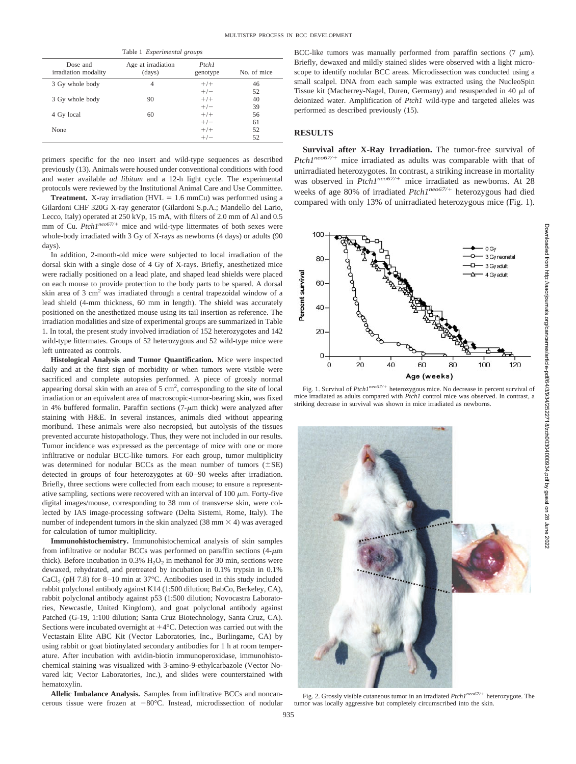Table 1 *Experimental groups*

| Dose and irradiation modality | Age at irradiation (days) | *Ptch1* genotype | No. of mice |
|---|---|---|---|
| 3 Gy whole body | 4 | +/+ | 46 |
| | | +/− | 52 |
| 3 Gy whole body | 90 | +/+ | 40 |
| | | +/− | 39 |
| 4 Gy local | 60 | +/+ | 56 |
| | | +/− | 61 |
| None | | +/+ | 52 |
| | | +/− | 52 |

primers specific for the neo insert and wild-type sequences as described previously (13). Animals were housed under conventional conditions with food and water available *ad libitum* and a 12-h light cycle. The experimental protocols were reviewed by the Institutional Animal Care and Use Committee.

**Treatment.** X-ray irradiation (HVL = 1.6 mmCu) was performed using a Gilardoni CHF 320G X-ray generator (Gilardoni S.p.A.; Mandello del Lario, Lecco, Italy) operated at 250 kVp, 15 mA, with filters of 2.0 mm of Al and 0.5 mm of Cu. $Ptch1^{neo67/+}$ mice and wild-type littermates of both sexes were whole-body irradiated with 3 Gy of X-rays as newborns (4 days) or adults (90 days).

In addition, 2-month-old mice were subjected to local irradiation of the dorsal skin with a single dose of 4 Gy of X-rays. Briefly, anesthetized mice were radially positioned on a lead plate, and shaped lead shields were placed on each mouse to provide protection to the body parts to be spared. A dorsal skin area of 3 $cm^2$ was irradiated through a central trapezoidal window of a lead shield (4-mm thickness, 60 mm in length). The shield was accurately positioned on the anesthetized mouse using its tail insertion as reference. The irradiation modalities and size of experimental groups are summarized in Table 1. In total, the present study involved irradiation of 152 heterozygotes and 142 wild-type littermates. Groups of 52 heterozygous and 52 wild-type mice were left untreated as controls.

**Histological Analysis and Tumor Quantification.** Mice were inspected daily and at the first sign of morbidity or when tumors were visible were sacrificed and complete autopsies performed. A piece of grossly normal appearing dorsal skin with an area of 5 $cm^2$, corresponding to the site of local irradiation or an equivalent area of macroscopic-tumor-bearing skin, was fixed in 4% buffered formalin. Paraffin sections (7-μm thick) were analyzed after staining with H&E. In several instances, animals died without appearing moribund. These animals were also necropsied, but autolysis of the tissues prevented accurate histopathology. Thus, they were not included in our results. Tumor incidence was expressed as the percentage of mice with one or more infiltrative or nodular BCC-like tumors. For each group, tumor multiplicity was determined for nodular BCCs as the mean number of tumors (±SE) detected in groups of four heterozygotes at 60–90 weeks after irradiation. Briefly, three sections were collected from each mouse; to ensure a representative sampling, sections were recovered with an interval of 100 μm. Forty-five digital images/mouse, corresponding to 38 mm of transverse skin, were collected by IAS image-processing software (Delta Sistemi, Rome, Italy). The number of independent tumors in the skin analyzed (38 mm × 4) was averaged for calculation of tumor multiplicity.

**Immunohistochemistry.** Immunohistochemical analysis of skin samples from infiltrative or nodular BCCs was performed on paraffin sections (4-μm thick). Before incubation in 0.3% $H_2O_2$ in methanol for 30 min, sections were dewaxed, rehydrated, and pretreated by incubation in 0.1% trypsin in 0.1% $CaCl_2$ (pH 7.8) for 8–10 min at 37°C. Antibodies used in this study included rabbit polyclonal antibody against K14 (1:500 dilution; BabCo, Berkeley, CA), rabbit polyclonal antibody against p53 (1:500 dilution; Novocastra Laboratories, Newcastle, United Kingdom), and goat polyclonal antibody against Patched (G-19, 1:100 dilution; Santa Cruz Biotechnology, Santa Cruz, CA). Sections were incubated overnight at +4°C. Detection was carried out with the Vectastain Elite ABC Kit (Vector Laboratories, Inc., Burlingame, CA) by using rabbit or goat biotinylated secondary antibodies for 1 h at room temperature. After incubation with avidin-biotin immunoperoxidase, immunohistochemical staining was visualized with 3-amino-9-ethylcarbazole (Vector Novared kit; Vector Laboratories, Inc.), and slides were counterstained with hematoxylin.

**Allelic Imbalance Analysis.** Samples from infiltrative BCCs and noncancerous tissue were frozen at −80°C. Instead, microdissection of nodular BCC-like tumors was manually performed from paraffin sections (7 μm). Briefly, dewaxed and mildly stained slides were observed with a light microscope to identify nodular BCC areas. Microdissection was conducted using a small scalpel. DNA from each sample was extracted using the NucleoSpin Tissue kit (Macherrey-Nagel, Duren, Germany) and resuspended in 40 μl of deionized water. Amplification of *Ptch1* wild-type and targeted alleles was performed as described previously (15).

## RESULTS

**Survival after X-Ray Irradiation.** The tumor-free survival of $Ptch1^{neo67/+}$ mice irradiated as adults was comparable with that of unirradiated heterozygotes. In contrast, a striking increase in mortality was observed in $Ptch1^{neo67/+}$ mice irradiated as newborns. At 28 weeks of age 80% of irradiated $Ptch1^{neo67/+}$ heterozygous had died compared with only 13% of unirradiated heterozygous mice (Fig. 1).

Fig. 1. Survival of $Ptch1^{neo67/+}$ heterozygous mice. No decrease in percent survival of mice irradiated as adults compared with *Ptch1* control mice was observed. In contrast, a striking decrease in survival was shown in mice irradiated as newborns.

Fig. 2. Grossly visible cutaneous tumor in an irradiated $Ptch1^{neo67/+}$ heterozygote. The tumor was locally aggressive but completely circumscribed into the skin.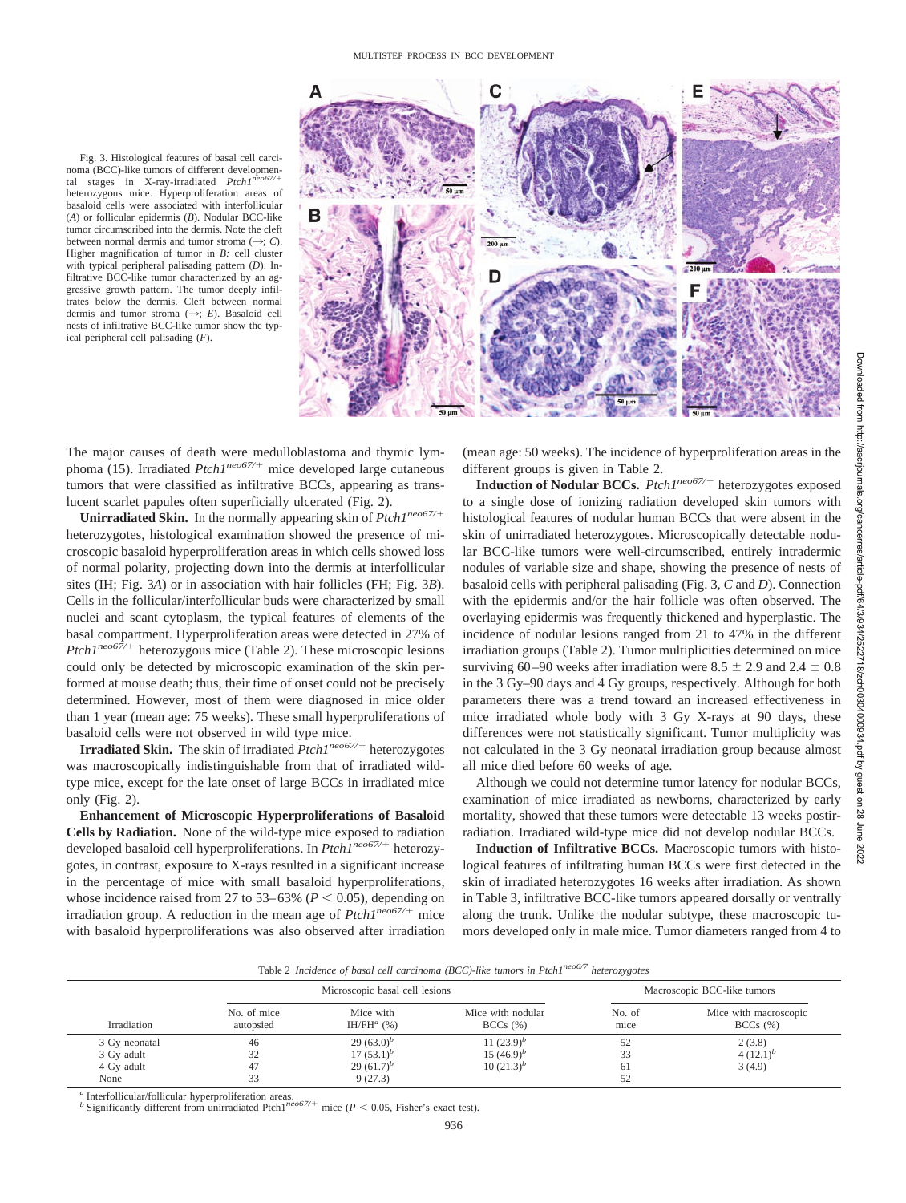Fig. 3. Histological features of basal cell carcinoma (BCC)-like tumors of different developmental stages in X-ray-irradiated *Ptch1*$^{neo67/+}$ heterozygous mice. Hyperproliferation areas of basaloid cells were associated with interfollicular (*A*) or follicular epidermis (*B*). Nodular BCC-like tumor circumscribed into the dermis. Note the cleft between normal dermis and tumor stroma (→; *C*). Higher magnification of tumor in *B:* cell cluster with typical peripheral palisading pattern (*D*). Infiltrative BCC-like tumor characterized by an aggressive growth pattern. The tumor deeply infiltrates below the dermis. Cleft between normal dermis and tumor stroma (→; *E*). Basaloid cell nests of infiltrative BCC-like tumor show the typical peripheral cell palisading (*F*).

The major causes of death were medulloblastoma and thymic lymphoma (15). Irradiated *Ptch1*$^{neo67/+}$ mice developed large cutaneous tumors that were classified as infiltrative BCCs, appearing as translucent scarlet papules often superficially ulcerated (Fig. 2).

**Unirradiated Skin.** In the normally appearing skin of *Ptch1*$^{neo67/+}$ heterozygotes, histological examination showed the presence of microscopic basaloid hyperproliferation areas in which cells showed loss of normal polarity, projecting down into the dermis at interfollicular sites (IH; Fig. 3*A*) or in association with hair follicles (FH; Fig. 3*B*). Cells in the follicular/interfollicular buds were characterized by small nuclei and scant cytoplasm, the typical features of elements of the basal compartment. Hyperproliferation areas were detected in 27% of *Ptch1*$^{neo67/+}$ heterozygous mice (Table 2). These microscopic lesions could only be detected by microscopic examination of the skin performed at mouse death; thus, their time of onset could not be precisely determined. However, most of them were diagnosed in mice older than 1 year (mean age: 75 weeks). These small hyperproliferations of basaloid cells were not observed in wild type mice.

**Irradiated Skin.** The skin of irradiated *Ptch1*$^{neo67/+}$ heterozygotes was macroscopically indistinguishable from that of irradiated wild-type mice, except for the late onset of large BCCs in irradiated mice only (Fig. 2).

**Enhancement of Microscopic Hyperproliferations of Basaloid Cells by Radiation.** None of the wild-type mice exposed to radiation developed basaloid cell hyperproliferations. In *Ptch1*$^{neo67/+}$ heterozygotes, in contrast, exposure to X-rays resulted in a significant increase in the percentage of mice with small basaloid hyperproliferations, whose incidence raised from 27 to 53–63% ($P < 0.05$), depending on irradiation group. A reduction in the mean age of *Ptch1*$^{neo67/+}$ mice with basaloid hyperproliferations was also observed after irradiation (mean age: 50 weeks). The incidence of hyperproliferation areas in the different groups is given in Table 2.

**Induction of Nodular BCCs.** *Ptch1*$^{neo67/+}$ heterozygotes exposed to a single dose of ionizing radiation developed skin tumors with histological features of nodular human BCCs that were absent in the skin of unirradiated heterozygotes. Microscopically detectable nodular BCC-like tumors were well-circumscribed, entirely intradermic nodules of variable size and shape, showing the presence of nests of basaloid cells with peripheral palisading (Fig. 3, *C* and *D*). Connection with the epidermis and/or the hair follicle was often observed. The overlaying epidermis was frequently thickened and hyperplastic. The incidence of nodular lesions ranged from 21 to 47% in the different irradiation groups (Table 2). Tumor multiplicities determined on mice surviving 60–90 weeks after irradiation were $8.5 \pm 2.9$ and $2.4 \pm 0.8$ in the 3 Gy–90 days and 4 Gy groups, respectively. Although for both parameters there was a trend toward an increased effectiveness in mice irradiated whole body with 3 Gy X-rays at 90 days, these differences were not statistically significant. Tumor multiplicity was not calculated in the 3 Gy neonatal irradiation group because almost all mice died before 60 weeks of age.

Although we could not determine tumor latency for nodular BCCs, examination of mice irradiated as newborns, characterized by early mortality, showed that these tumors were detectable 13 weeks postirradiation. Irradiated wild-type mice did not develop nodular BCCs.

**Induction of Infiltrative BCCs.** Macroscopic tumors with histological features of infiltrating human BCCs were first detected in the skin of irradiated heterozygotes 16 weeks after irradiation. As shown in Table 3, infiltrative BCC-like tumors appeared dorsally or ventrally along the trunk. Unlike the nodular subtype, these macroscopic tumors developed only in male mice. Tumor diameters ranged from 4 to

Table 2 *Incidence of basal cell carcinoma (BCC)-like tumors in Ptch1*$^{neo6/7}$ *heterozygotes*

| Irradiation | Microscopic basal cell lesions | | | Macroscopic BCC-like tumors | |
|---|---|---|---|---|---|
| | No. of mice autopsied | Mice with IH/FH[a] (%) | Mice with nodular BCCs (%) | No. of mice | Mice with macroscopic BCCs (%) |
| 3 Gy neonatal | 46 | 29 (63.0)[b] | 11 (23.9)[b] | 52 | 2 (3.8) |
| 3 Gy adult | 32 | 17 (53.1)[b] | 15 (46.9)[b] | 33 | 4 (12.1)[b] |
| 4 Gy adult | 47 | 29 (61.7)[b] | 10 (21.3)[b] | 61 | 3 (4.9) |
| None | 33 | 9 (27.3) | | 52 | |

[a] Interfollicular/follicular hyperproliferation areas.
[b] Significantly different from unirradiated Ptch1$^{neo67/+}$ mice ($P < 0.05$, Fisher's exact test).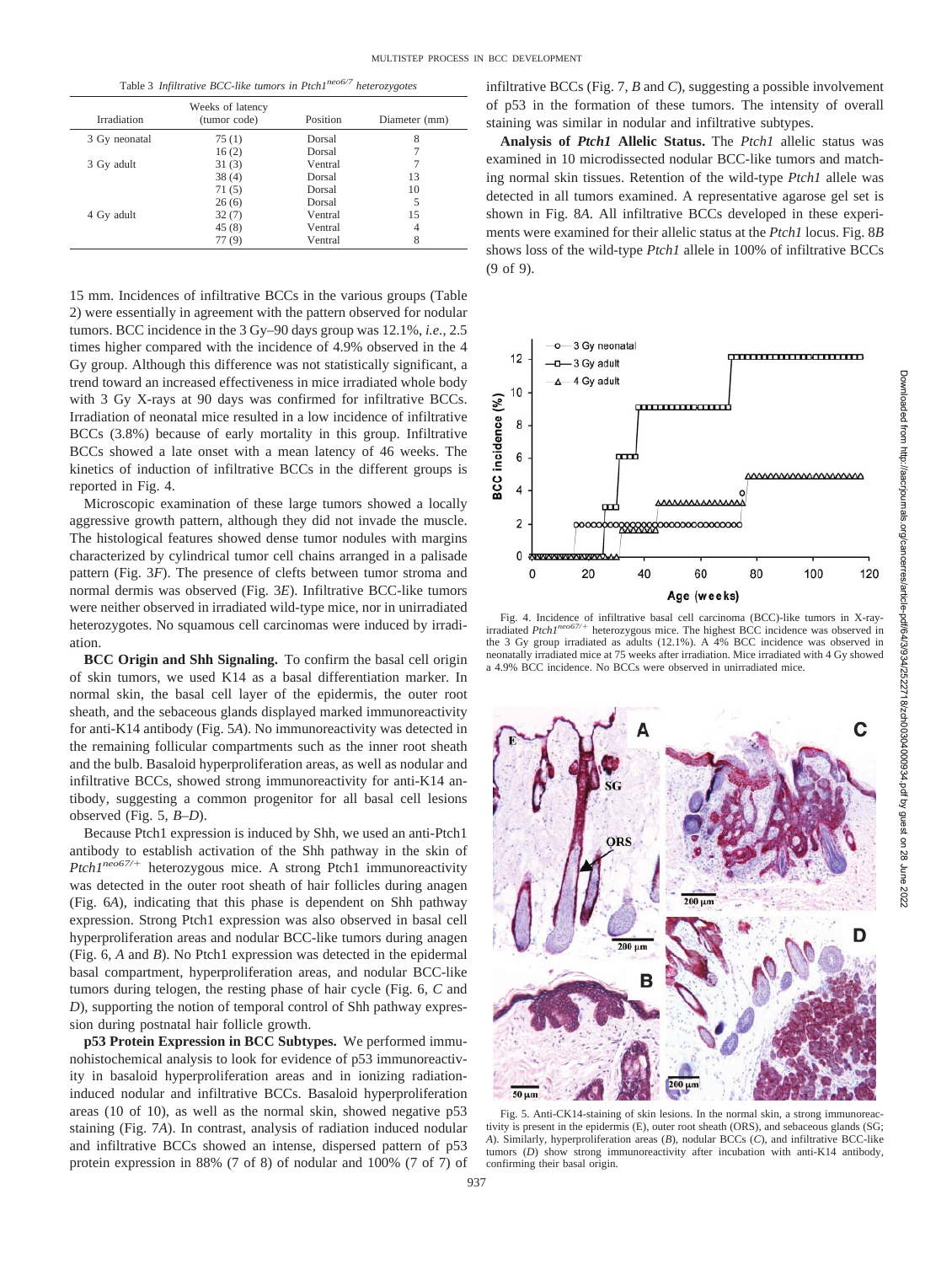Table 3 *Infiltrative BCC-like tumors in Ptch1$^{neo6/7}$ heterozygotes*

| Irradiation | Weeks of latency (tumor code) | Position | Diameter (mm) |
|---|---|---|---|
| 3 Gy neonatal | 75 (1) | Dorsal | 8 |
| | 16 (2) | Dorsal | 7 |
| 3 Gy adult | 31 (3) | Ventral | 7 |
| | 38 (4) | Dorsal | 13 |
| | 71 (5) | Dorsal | 10 |
| | 26 (6) | Dorsal | 5 |
| 4 Gy adult | 32 (7) | Ventral | 15 |
| | 45 (8) | Ventral | 4 |
| | 77 (9) | Ventral | 8 |

15 mm. Incidences of infiltrative BCCs in the various groups (Table 2) were essentially in agreement with the pattern observed for nodular tumors. BCC incidence in the 3 Gy–90 days group was 12.1%, *i.e.*, 2.5 times higher compared with the incidence of 4.9% observed in the 4 Gy group. Although this difference was not statistically significant, a trend toward an increased effectiveness in mice irradiated whole body with 3 Gy X-rays at 90 days was confirmed for infiltrative BCCs. Irradiation of neonatal mice resulted in a low incidence of infiltrative BCCs (3.8%) because of early mortality in this group. Infiltrative BCCs showed a late onset with a mean latency of 46 weeks. The kinetics of induction of infiltrative BCCs in the different groups is reported in Fig. 4.

Microscopic examination of these large tumors showed a locally aggressive growth pattern, although they did not invade the muscle. The histological features showed dense tumor nodules with margins characterized by cylindrical tumor cell chains arranged in a palisade pattern (Fig. 3*F*). The presence of clefts between tumor stroma and normal dermis was observed (Fig. 3*E*). Infiltrative BCC-like tumors were neither observed in irradiated wild-type mice, nor in unirradiated heterozygotes. No squamous cell carcinomas were induced by irradiation.

**BCC Origin and Shh Signaling.** To confirm the basal cell origin of skin tumors, we used K14 as a basal differentiation marker. In normal skin, the basal cell layer of the epidermis, the outer root sheath, and the sebaceous glands displayed marked immunoreactivity for anti-K14 antibody (Fig. 5*A*). No immunoreactivity was detected in the remaining follicular compartments such as the inner root sheath and the bulb. Basaloid hyperproliferation areas, as well as nodular and infiltrative BCCs, showed strong immunoreactivity for anti-K14 antibody, suggesting a common progenitor for all basal cell lesions observed (Fig. 5, *B–D*).

Because Ptch1 expression is induced by Shh, we used an anti-Ptch1 antibody to establish activation of the Shh pathway in the skin of *Ptch1$^{neo67/+}$* heterozygous mice. A strong Ptch1 immunoreactivity was detected in the outer root sheath of hair follicles during anagen (Fig. 6*A*), indicating that this phase is dependent on Shh pathway expression. Strong Ptch1 expression was also observed in basal cell hyperproliferation areas and nodular BCC-like tumors during anagen (Fig. 6, *A* and *B*). No Ptch1 expression was detected in the epidermal basal compartment, hyperproliferation areas, and nodular BCC-like tumors during telogen, the resting phase of hair cycle (Fig. 6, *C* and *D*), supporting the notion of temporal control of Shh pathway expression during postnatal hair follicle growth.

**p53 Protein Expression in BCC Subtypes.** We performed immunohistochemical analysis to look for evidence of p53 immunoreactivity in basaloid hyperproliferation areas and in ionizing radiation-induced nodular and infiltrative BCCs. Basaloid hyperproliferation areas (10 of 10), as well as the normal skin, showed negative p53 staining (Fig. 7*A*). In contrast, analysis of radiation induced nodular and infiltrative BCCs showed an intense, dispersed pattern of p53 protein expression in 88% (7 of 8) of nodular and 100% (7 of 7) of infiltrative BCCs (Fig. 7, *B* and *C*), suggesting a possible involvement of p53 in the formation of these tumors. The intensity of overall staining was similar in nodular and infiltrative subtypes.

**Analysis of *Ptch1* Allelic Status.** The *Ptch1* allelic status was examined in 10 microdissected nodular BCC-like tumors and matching normal skin tissues. Retention of the wild-type *Ptch1* allele was detected in all tumors examined. A representative agarose gel set is shown in Fig. 8*A*. All infiltrative BCCs developed in these experiments were examined for their allelic status at the *Ptch1* locus. Fig. 8*B* shows loss of the wild-type *Ptch1* allele in 100% of infiltrative BCCs (9 of 9).

Fig. 4. Incidence of infiltrative basal cell carcinoma (BCC)-like tumors in X-ray-irradiated *Ptch1$^{neo67/+}$* heterozygous mice. The highest BCC incidence was observed in the 3 Gy group irradiated as adults (12.1%). A 4% BCC incidence was observed in neonatally irradiated mice at 75 weeks after irradiation. Mice irradiated with 4 Gy showed a 4.9% BCC incidence. No BCCs were observed in unirradiated mice.

Fig. 5. Anti-CK14-staining of skin lesions. In the normal skin, a strong immunoreactivity is present in the epidermis (E), outer root sheath (ORS), and sebaceous glands (SG; *A*). Similarly, hyperproliferation areas (*B*), nodular BCCs (*C*), and infiltrative BCC-like tumors (*D*) show strong immunoreactivity after incubation with anti-K14 antibody, confirming their basal origin.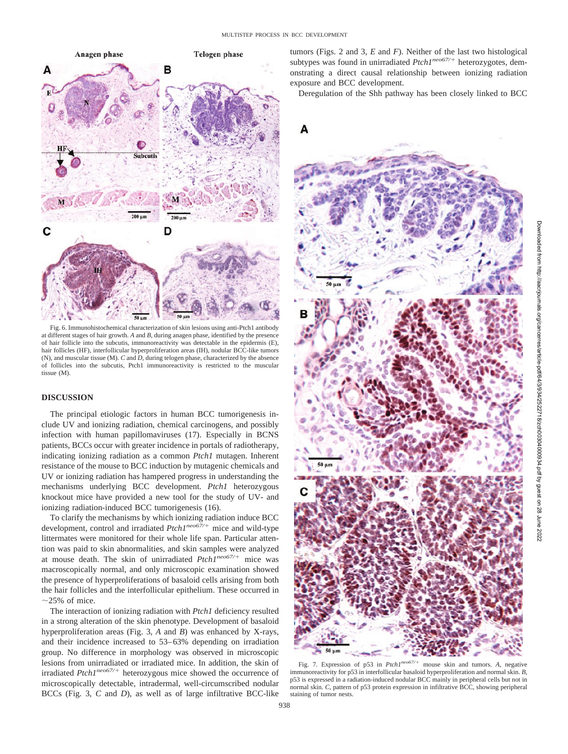Fig. 6. Immunohistochemical characterization of skin lesions using anti-Ptch1 antibody at different stages of hair growth. *A* and *B*, during anagen phase, identified by the presence of hair follicle into the subcutis, immunoreactivity was detectable in the epidermis (E), hair follicles (HF), interfollicular hyperproliferation areas (IH), nodular BCC-like tumors (N), and muscular tissue (M). *C* and *D*, during telogen phase, characterized by the absence of follicles into the subcutis, Ptch1 immunoreactivity is restricted to the muscular tissue (M).

## DISCUSSION

The principal etiologic factors in human BCC tumorigenesis include UV and ionizing radiation, chemical carcinogens, and possibly infection with human papillomaviruses (17). Especially in BCNS patients, BCCs occur with greater incidence in portals of radiotherapy, indicating ionizing radiation as a common *Ptch1* mutagen. Inherent resistance of the mouse to BCC induction by mutagenic chemicals and UV or ionizing radiation has hampered progress in understanding the mechanisms underlying BCC development. *Ptch1* heterozygous knockout mice have provided a new tool for the study of UV- and ionizing radiation-induced BCC tumorigenesis (16).

To clarify the mechanisms by which ionizing radiation induce BCC development, control and irradiated *Ptch1*$^{neo67/+}$ mice and wild-type littermates were monitored for their whole life span. Particular attention was paid to skin abnormalities, and skin samples were analyzed at mouse death. The skin of unirradiated *Ptch1*$^{neo67/+}$ mice was macroscopically normal, and only microscopic examination showed the presence of hyperproliferations of basaloid cells arising from both the hair follicles and the interfollicular epithelium. These occurred in ~25% of mice.

The interaction of ionizing radiation with *Ptch1* deficiency resulted in a strong alteration of the skin phenotype. Development of basaloid hyperproliferation areas (Fig. 3, *A* and *B*) was enhanced by X-rays, and their incidence increased to 53–63% depending on irradiation group. No difference in morphology was observed in microscopic lesions from unirradiated or irradiated mice. In addition, the skin of irradiated *Ptch1*$^{neo67/+}$ heterozygous mice showed the occurrence of microscopically detectable, intradermal, well-circumscribed nodular BCCs (Fig. 3, *C* and *D*), as well as of large infiltrative BCC-like tumors (Figs. 2 and 3, *E* and *F*). Neither of the last two histological subtypes was found in unirradiated *Ptch1*$^{neo67/+}$ heterozygotes, demonstrating a direct causal relationship between ionizing radiation exposure and BCC development.

Deregulation of the Shh pathway has been closely linked to BCC

Fig. 7. Expression of p53 in *Ptch1*$^{neo67/+}$ mouse skin and tumors. *A*, negative immunoreactivity for p53 in interfollicular basaloid hyperproliferation and normal skin. *B*, p53 is expressed in a radiation-induced nodular BCC mainly in peripheral cells but not in normal skin. *C*, pattern of p53 protein expression in infiltrative BCC, showing peripheral staining of tumor nests.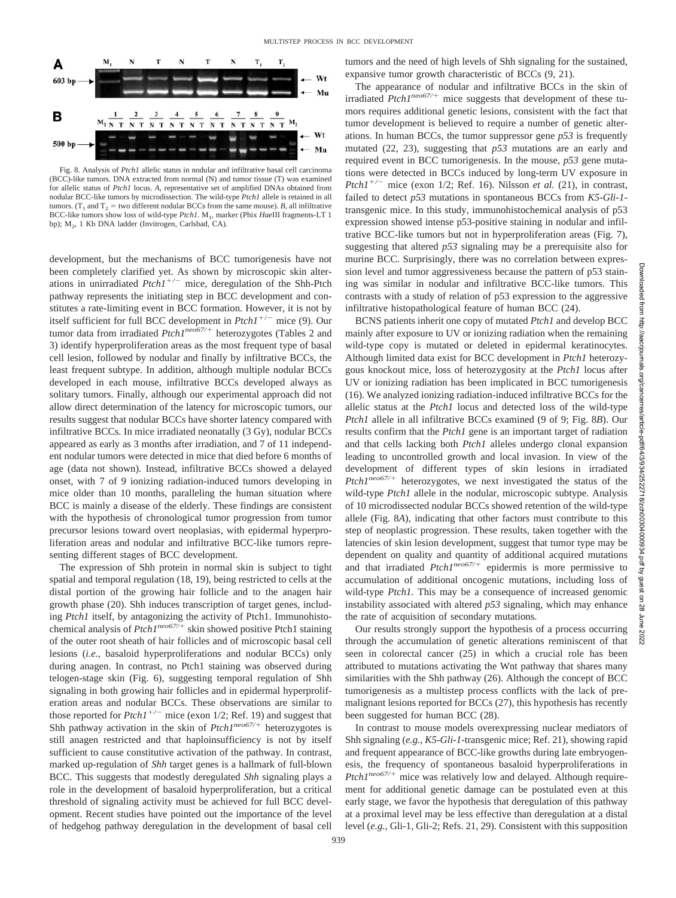Fig. 8. Analysis of *Ptch1* allelic status in nodular and infiltrative basal cell carcinoma (BCC)-like tumors. DNA extracted from normal (N) and tumor tissue (T) was examined for allelic status of *Ptch1* locus. *A*, representative set of amplified DNAs obtained from nodular BCC-like tumors by microdissection. The wild-type *Ptch1* allele is retained in all tumors. ($T_1$ and $T_2$ = two different nodular BCCs from the same mouse). *B*, all infiltrative BCC-like tumors show loss of wild-type *Ptch1*. $M_1$, marker (Phix *Hae*III fragments-LT 1 bp); $M_2$, 1 Kb DNA ladder (Invitrogen, Carlsbad, CA).

development, but the mechanisms of BCC tumorigenesis have not been completely clarified yet. As shown by microscopic skin alterations in unirradiated $Ptch1^{+/-}$ mice, deregulation of the Shh-Ptch pathway represents the initiating step in BCC development and constitutes a rate-limiting event in BCC formation. However, it is not by itself sufficient for full BCC development in $Ptch1^{+/-}$ mice (9). Our tumor data from irradiated $Ptch1^{neo67/+}$ heterozygotes (Tables 2 and 3) identify hyperproliferation areas as the most frequent type of basal cell lesion, followed by nodular and finally by infiltrative BCCs, the least frequent subtype. In addition, although multiple nodular BCCs developed in each mouse, infiltrative BCCs developed always as solitary tumors. Finally, although our experimental approach did not allow direct determination of the latency for microscopic tumors, our results suggest that nodular BCCs have shorter latency compared with infiltrative BCCs. In mice irradiated neonatally (3 Gy), nodular BCCs appeared as early as 3 months after irradiation, and 7 of 11 independent nodular tumors were detected in mice that died before 6 months of age (data not shown). Instead, infiltrative BCCs showed a delayed onset, with 7 of 9 ionizing radiation-induced tumors developing in mice older than 10 months, paralleling the human situation where BCC is mainly a disease of the elderly. These findings are consistent with the hypothesis of chronological tumor progression from tumor precursor lesions toward overt neoplasias, with epidermal hyperproliferation areas and nodular and infiltrative BCC-like tumors representing different stages of BCC development.

The expression of Shh protein in normal skin is subject to tight spatial and temporal regulation (18, 19), being restricted to cells at the distal portion of the growing hair follicle and to the anagen hair growth phase (20). Shh induces transcription of target genes, including *Ptch1* itself, by antagonizing the activity of Ptch1. Immunohistochemical analysis of $Ptch1^{neo67/+}$ skin showed positive Ptch1 staining of the outer root sheath of hair follicles and of microscopic basal cell lesions (*i.e.,* basaloid hyperproliferations and nodular BCCs) only during anagen. In contrast, no Ptch1 staining was observed during telogen-stage skin (Fig. 6), suggesting temporal regulation of Shh signaling in both growing hair follicles and in epidermal hyperproliferation areas and nodular BCCs. These observations are similar to those reported for $Ptch1^{+/-}$ mice (exon 1/2; Ref. 19) and suggest that Shh pathway activation in the skin of $Ptch1^{neo67/+}$ heterozygotes is still anagen restricted and that haploinsufficiency is not by itself sufficient to cause constitutive activation of the pathway. In contrast, marked up-regulation of *Shh* target genes is a hallmark of full-blown BCC. This suggests that modestly deregulated *Shh* signaling plays a role in the development of basaloid hyperproliferation, but a critical threshold of signaling activity must be achieved for full BCC development. Recent studies have pointed out the importance of the level of hedgehog pathway deregulation in the development of basal cell tumors and the need of high levels of Shh signaling for the sustained, expansive tumor growth characteristic of BCCs (9, 21).

The appearance of nodular and infiltrative BCCs in the skin of irradiated $Ptch1^{neo67/+}$ mice suggests that development of these tumors requires additional genetic lesions, consistent with the fact that tumor development is believed to require a number of genetic alterations. In human BCCs, the tumor suppressor gene *p53* is frequently mutated (22, 23), suggesting that *p53* mutations are an early and required event in BCC tumorigenesis. In the mouse, *p53* gene mutations were detected in BCCs induced by long-term UV exposure in $Ptch1^{+/-}$ mice (exon 1/2; Ref. 16). Nilsson *et al.* (21), in contrast, failed to detect *p53* mutations in spontaneous BCCs from *K5-Gli-1*-transgenic mice. In this study, immunohistochemical analysis of p53 expression showed intense p53-positive staining in nodular and infiltrative BCC-like tumors but not in hyperproliferation areas (Fig. 7), suggesting that altered *p53* signaling may be a prerequisite also for murine BCC. Surprisingly, there was no correlation between expression level and tumor aggressiveness because the pattern of p53 staining was similar in nodular and infiltrative BCC-like tumors. This contrasts with a study of relation of p53 expression to the aggressive infiltrative histopathological feature of human BCC (24).

BCNS patients inherit one copy of mutated *Ptch1* and develop BCC mainly after exposure to UV or ionizing radiation when the remaining wild-type copy is mutated or deleted in epidermal keratinocytes. Although limited data exist for BCC development in *Ptch1* heterozygous knockout mice, loss of heterozygosity at the *Ptch1* locus after UV or ionizing radiation has been implicated in BCC tumorigenesis (16). We analyzed ionizing radiation-induced infiltrative BCCs for the allelic status at the *Ptch1* locus and detected loss of the wild-type *Ptch1* allele in all infiltrative BCCs examined (9 of 9; Fig. 8*B*). Our results confirm that the *Ptch1* gene is an important target of radiation and that cells lacking both *Ptch1* alleles undergo clonal expansion leading to uncontrolled growth and local invasion. In view of the development of different types of skin lesions in irradiated $Ptch1^{neo67/+}$ heterozygotes, we next investigated the status of the wild-type *Ptch1* allele in the nodular, microscopic subtype. Analysis of 10 microdissected nodular BCCs showed retention of the wild-type allele (Fig. 8*A*), indicating that other factors must contribute to this step of neoplastic progression. These results, taken together with the latencies of skin lesion development, suggest that tumor type may be dependent on quality and quantity of additional acquired mutations and that irradiated $Ptch1^{neo67/+}$ epidermis is more permissive to accumulation of additional oncogenic mutations, including loss of wild-type *Ptch1.* This may be a consequence of increased genomic instability associated with altered *p53* signaling, which may enhance the rate of acquisition of secondary mutations.

Our results strongly support the hypothesis of a process occurring through the accumulation of genetic alterations reminiscent of that seen in colorectal cancer (25) in which a crucial role has been attributed to mutations activating the Wnt pathway that shares many similarities with the Shh pathway (26). Although the concept of BCC tumorigenesis as a multistep process conflicts with the lack of premalignant lesions reported for BCCs (27), this hypothesis has recently been suggested for human BCC (28).

In contrast to mouse models overexpressing nuclear mediators of Shh signaling (*e.g., K5-Gli-1*-transgenic mice; Ref. 21), showing rapid and frequent appearance of BCC-like growths during late embryogenesis, the frequency of spontaneous basaloid hyperproliferations in $Ptch1^{neo67/+}$ mice was relatively low and delayed. Although requirement for additional genetic damage can be postulated even at this early stage, we favor the hypothesis that deregulation of this pathway at a proximal level may be less effective than deregulation at a distal level (*e.g.,* Gli-1, Gli-2; Refs. 21, 29). Consistent with this supposition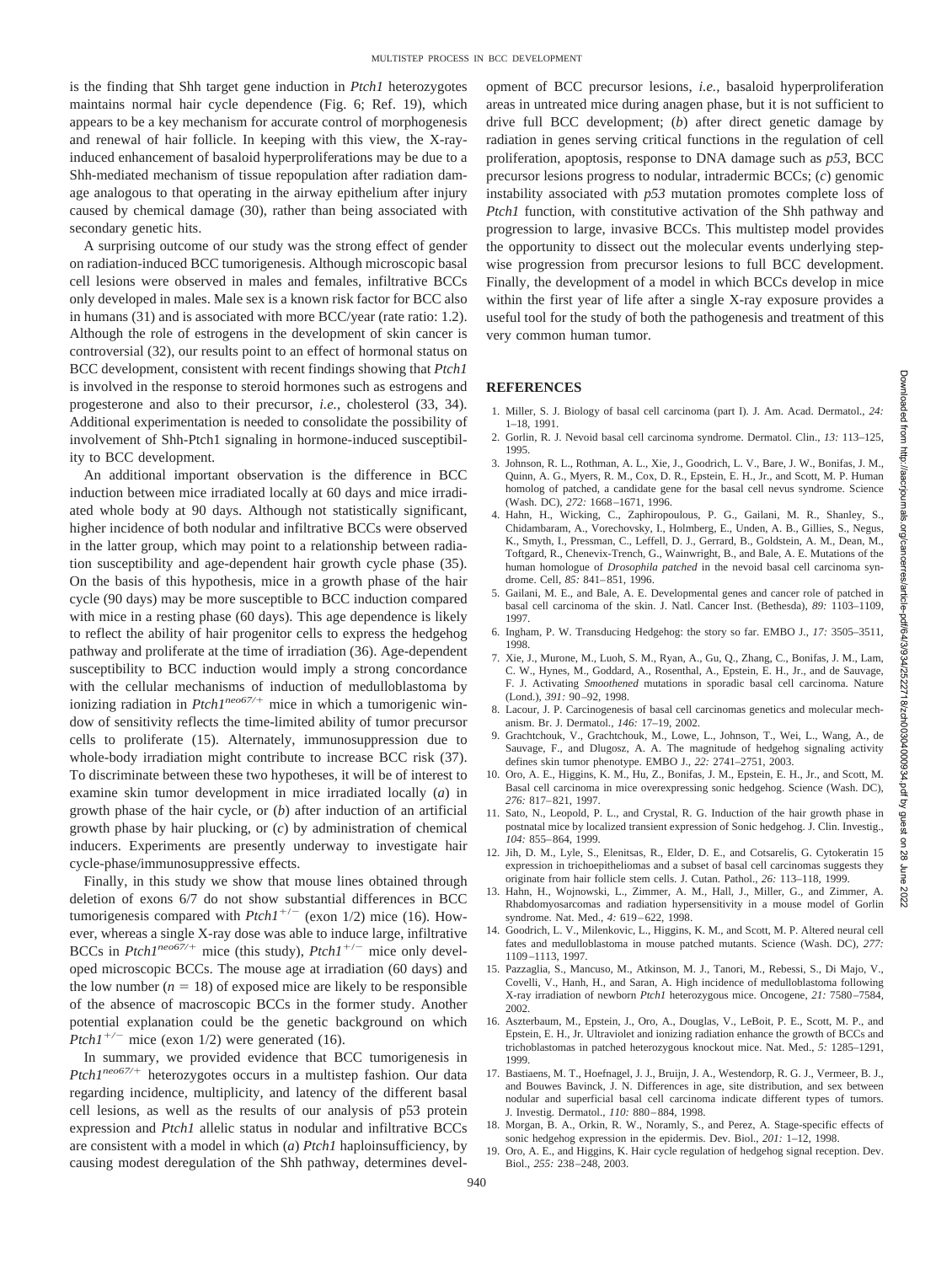is the finding that Shh target gene induction in *Ptch1* heterozygotes maintains normal hair cycle dependence (Fig. 6; Ref. 19), which appears to be a key mechanism for accurate control of morphogenesis and renewal of hair follicle. In keeping with this view, the X-ray-induced enhancement of basaloid hyperproliferations may be due to a Shh-mediated mechanism of tissue repopulation after radiation damage analogous to that operating in the airway epithelium after injury caused by chemical damage (30), rather than being associated with secondary genetic hits.

A surprising outcome of our study was the strong effect of gender on radiation-induced BCC tumorigenesis. Although microscopic basal cell lesions were observed in males and females, infiltrative BCCs only developed in males. Male sex is a known risk factor for BCC also in humans (31) and is associated with more BCC/year (rate ratio: 1.2). Although the role of estrogens in the development of skin cancer is controversial (32), our results point to an effect of hormonal status on BCC development, consistent with recent findings showing that *Ptch1* is involved in the response to steroid hormones such as estrogens and progesterone and also to their precursor, *i.e.*, cholesterol (33, 34). Additional experimentation is needed to consolidate the possibility of involvement of Shh-Ptch1 signaling in hormone-induced susceptibility to BCC development.

An additional important observation is the difference in BCC induction between mice irradiated locally at 60 days and mice irradiated whole body at 90 days. Although not statistically significant, higher incidence of both nodular and infiltrative BCCs were observed in the latter group, which may point to a relationship between radiation susceptibility and age-dependent hair growth cycle phase (35). On the basis of this hypothesis, mice in a growth phase of the hair cycle (90 days) may be more susceptible to BCC induction compared with mice in a resting phase (60 days). This age dependence is likely to reflect the ability of hair progenitor cells to express the hedgehog pathway and proliferate at the time of irradiation (36). Age-dependent susceptibility to BCC induction would imply a strong concordance with the cellular mechanisms of induction of medulloblastoma by ionizing radiation in $Ptch1^{neo67/+}$ mice in which a tumorigenic window of sensitivity reflects the time-limited ability of tumor precursor cells to proliferate (15). Alternately, immunosuppression due to whole-body irradiation might contribute to increase BCC risk (37). To discriminate between these two hypotheses, it will be of interest to examine skin tumor development in mice irradiated locally (*a*) in growth phase of the hair cycle, or (*b*) after induction of an artificial growth phase by hair plucking, or (*c*) by administration of chemical inducers. Experiments are presently underway to investigate hair cycle-phase/immunosuppressive effects.

Finally, in this study we show that mouse lines obtained through deletion of exons 6/7 do not show substantial differences in BCC tumorigenesis compared with $Ptch1^{+/-}$ (exon 1/2) mice (16). However, whereas a single X-ray dose was able to induce large, infiltrative BCCs in $Ptch1^{neo67/+}$ mice (this study), $Ptch1^{+/-}$ mice only developed microscopic BCCs. The mouse age at irradiation (60 days) and the low number ($n = 18$) of exposed mice are likely to be responsible of the absence of macroscopic BCCs in the former study. Another potential explanation could be the genetic background on which $Ptch1^{+/-}$ mice (exon 1/2) were generated (16).

In summary, we provided evidence that BCC tumorigenesis in $Ptch1^{neo67/+}$ heterozygotes occurs in a multistep fashion. Our data regarding incidence, multiplicity, and latency of the different basal cell lesions, as well as the results of our analysis of p53 protein expression and *Ptch1* allelic status in nodular and infiltrative BCCs are consistent with a model in which (*a*) *Ptch1* haploinsufficiency, by causing modest deregulation of the Shh pathway, determines development of BCC precursor lesions, *i.e.*, basaloid hyperproliferation areas in untreated mice during anagen phase, but it is not sufficient to drive full BCC development; (*b*) after direct genetic damage by radiation in genes serving critical functions in the regulation of cell proliferation, apoptosis, response to DNA damage such as *p53*, BCC precursor lesions progress to nodular, intradermic BCCs; (*c*) genomic instability associated with *p53* mutation promotes complete loss of *Ptch1* function, with constitutive activation of the Shh pathway and progression to large, invasive BCCs. This multistep model provides the opportunity to dissect out the molecular events underlying stepwise progression from precursor lesions to full BCC development. Finally, the development of a model in which BCCs develop in mice within the first year of life after a single X-ray exposure provides a useful tool for the study of both the pathogenesis and treatment of this very common human tumor.

## REFERENCES

1. Miller, S. J. Biology of basal cell carcinoma (part I). J. Am. Acad. Dermatol., *24:* 1–18, 1991.
2. Gorlin, R. J. Nevoid basal cell carcinoma syndrome. Dermatol. Clin., *13:* 113–125, 1995.
3. Johnson, R. L., Rothman, A. L., Xie, J., Goodrich, L. V., Bare, J. W., Bonifas, J. M., Quinn, A. G., Myers, R. M., Cox, D. R., Epstein, E. H., Jr., and Scott, M. P. Human homolog of patched, a candidate gene for the basal cell nevus syndrome. Science (Wash. DC), *272:* 1668–1671, 1996.
4. Hahn, H., Wicking, C., Zaphiropoulous, P. G., Gailani, M. R., Shanley, S., Chidambaram, A., Vorechovsky, I., Holmberg, E., Unden, A. B., Gillies, S., Negus, K., Smyth, I., Pressman, C., Leffell, D. J., Gerrard, B., Goldstein, A. M., Dean, M., Toftgard, R., Chenevix-Trench, G., Wainwright, B., and Bale, A. E. Mutations of the human homologue of *Drosophila patched* in the nevoid basal cell carcinoma syndrome. Cell, *85:* 841–851, 1996.
5. Gailani, M. E., and Bale, A. E. Developmental genes and cancer role of patched in basal cell carcinoma of the skin. J. Natl. Cancer Inst. (Bethesda), *89:* 1103–1109, 1997.
6. Ingham, P. W. Transducing Hedgehog: the story so far. EMBO J., *17:* 3505–3511, 1998.
7. Xie, J., Murone, M., Luoh, S. M., Ryan, A., Gu, Q., Zhang, C., Bonifas, J. M., Lam, C. W., Hynes, M., Goddard, A., Rosenthal, A., Epstein, E. H., Jr., and de Sauvage, F. J. Activating *Smoothened* mutations in sporadic basal cell carcinoma. Nature (Lond.), *391:* 90–92, 1998.
8. Lacour, J. P. Carcinogenesis of basal cell carcinomas genetics and molecular mechanism. Br. J. Dermatol., *146:* 17–19, 2002.
9. Grachtchouk, V., Grachtchouk, M., Lowe, L., Johnson, T., Wei, L., Wang, A., de Sauvage, F., and Dlugosz, A. A. The magnitude of hedgehog signaling activity defines skin tumor phenotype. EMBO J., *22:* 2741–2751, 2003.
10. Oro, A. E., Higgins, K. M., Hu, Z., Bonifas, J. M., Epstein, E. H., Jr., and Scott, M. Basal cell carcinoma in mice overexpressing sonic hedgehog. Science (Wash. DC), *276:* 817–821, 1997.
11. Sato, N., Leopold, P. L., and Crystal, R. G. Induction of the hair growth phase in postnatal mice by localized transient expression of Sonic hedgehog. J. Clin. Investig., *104:* 855–864, 1999.
12. Jih, D. M., Lyle, S., Elenitsas, R., Elder, D. E., and Cotsarelis, G. Cytokeratin 15 expression in trichoepitheliomas and a subset of basal cell carcinomas suggests they originate from hair follicle stem cells. J. Cutan. Pathol., *26:* 113–118, 1999.
13. Hahn, H., Wojnowski, L., Zimmer, A. M., Hall, J., Miller, G., and Zimmer, A. Rhabdomyosarcomas and radiation hypersensitivity in a mouse model of Gorlin syndrome. Nat. Med., *4:* 619–622, 1998.
14. Goodrich, L. V., Milenkovic, L., Higgins, K. M., and Scott, M. P. Altered neural cell fates and medulloblastoma in mouse patched mutants. Science (Wash. DC), *277:* 1109–1113, 1997.
15. Pazzaglia, S., Mancuso, M., Atkinson, M. J., Tanori, M., Rebessi, S., Di Majo, V., Covelli, V., Hanh, H., and Saran, A. High incidence of medulloblastoma following X-ray irradiation of newborn *Ptch1* heterozygous mice. Oncogene, *21:* 7580–7584, 2002.
16. Aszterbaum, M., Epstein, J., Oro, A., Douglas, V., LeBoit, P. E., Scott, M. P., and Epstein, E. H., Jr. Ultraviolet and ionizing radiation enhance the growth of BCCs and trichoblastomas in patched heterozygous knockout mice. Nat. Med., *5:* 1285–1291, 1999.
17. Bastiaens, M. T., Hoefnagel, J. J., Bruijn, J. A., Westendorp, R. G. J., Vermeer, B. J., and Bouwes Bavinck, J. N. Differences in age, site distribution, and sex between nodular and superficial basal cell carcinoma indicate different types of tumors. J. Investig. Dermatol., *110:* 880–884, 1998.
18. Morgan, B. A., Orkin, R. W., Noramly, S., and Perez, A. Stage-specific effects of sonic hedgehog expression in the epidermis. Dev. Biol., *201:* 1–12, 1998.
19. Oro, A. E., and Higgins, K. Hair cycle regulation of hedgehog signal reception. Dev. Biol., *255:* 238–248, 2003.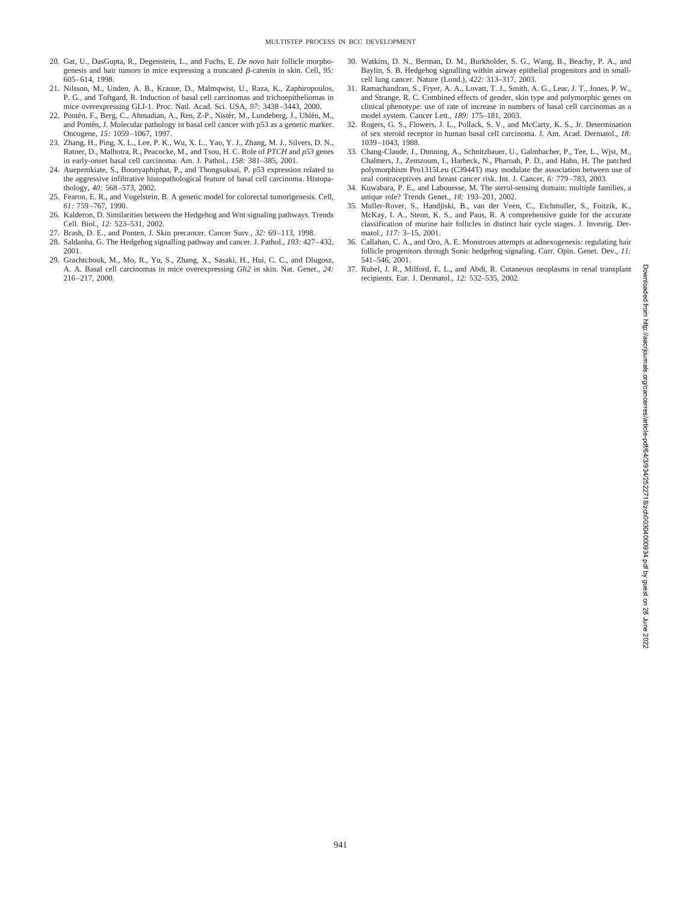20. Gat, U., DasGupta, R., Degenstein, L., and Fuchs, E. *De novo* hair follicle morphogenesis and hair tumors in mice expressing a truncated β-catenin in skin. Cell, *95:* 605–614, 1998.
21. Nilsson, M., Unden, A. B., Krause, D., Malmqwist, U., Raza, K., Zaphiropoulos, P. G., and Toftgard, R. Induction of basal cell carcinomas and trichoepitheliomas in mice overexpressing GLI-1. Proc. Natl. Acad. Sci. USA, *97:* 3438–3443, 2000.
22. Pontén, F., Berg, C., Ahmadian, A., Ren, Z-P., Nistér, M., Lundeberg, J., Uhlén, M., and Pontén, J. Molecular pathology in basal cell cancer with p53 as a genetic marker. Oncogene, *15:* 1059–1067, 1997.
23. Zhang, H., Ping, X. L., Lee, P. K., Wu, X. L., Yao, Y. J., Zhang, M. J., Silvers, D. N., Ratner, D., Malhotra, R., Peacocke, M., and Tsou, H. C. Role of *PTCH* and *p53* genes in early-onset basal cell carcinoma. Am. J. Pathol., *158:* 381–385, 2001.
24. Auepemkiate, S., Boonyaphiphat, P., and Thongsuksai, P. p53 expression related to the aggressive infiltrative histopathological feature of basal cell carcinoma. Histopathology, *40:* 568–573, 2002.
25. Fearon, E. R., and Vogelstein, B. A genetic model for colorectal tumorigenesis. Cell, *61:* 759–767, 1990.
26. Kalderon, D. Similarities between the Hedgehog and Wnt signaling pathways. Trends Cell. Biol., *12:* 523–531, 2002.
27. Brash, D. E., and Ponten, J. Skin precancer. Cancer Surv., *32:* 69–113, 1998.
28. Saldanha, G. The Hedgehog signalling pathway and cancer. J. Pathol., *193:* 427–432, 2001.
29. Grachtchouk, M., Mo, R., Yu, S., Zhang, X., Sasaki, H., Hui, C. C., and Dlugosz, A. A. Basal cell carcinomas in mice overexpressing *Gli2* in skin. Nat. Genet., *24:* 216–217, 2000.
30. Watkins, D. N., Berman, D. M., Burkholder, S. G., Wang, B., Beachy, P. A., and Baylin, S. B. Hedgehog signalling within airway epithelial progenitors and in small-cell lung cancer. Nature (Lond.), *422:* 313–317, 2003.
31. Ramachandran, S., Fryer, A. A., Lovatt, T. J., Smith, A. G., Lear, J. T., Jones, P. W., and Strange, R. C. Combined effects of gender, skin type and polymorphic genes on clinical phenotype: use of rate of increase in numbers of basal cell carcinomas as a model system. Cancer Lett., *189:* 175–181, 2003.
32. Rogers, G. S., Flowers, J. L., Pollack, S. V., and McCarty, K. S., Jr. Determination of sex steroid receptor in human basal cell carcinoma. J. Am. Acad. Dermatol., *18:* 1039–1043, 1988.
33. Chang-Claude, J., Dunning, A., Schnitzbauer, U., Galmbacher, P., Tee, L., Wjst, M., Chalmers, J., Zemzoum, I., Harbeck, N., Pharoah, P. D., and Hahn, H. The patched polymorphism Pro1315Leu (C3944T) may modulate the association between use of oral contraceptives and breast cancer risk. Int. J. Cancer, *6:* 779–783, 2003.
34. Kuwabara, P. E., and Labouesse, M. The sterol-sensing domain: multiple families, a unique role? Trends Genet., *18:* 193–201, 2002.
35. Muller-Rover, S., Handjiski, B., van der Veen, C., Eichmuller, S., Foitzik, K., McKay, I. A., Stenn, K. S., and Paus, R. A comprehensive guide for the accurate classification of murine hair follicles in distinct hair cycle stages. J. Investig. Dermatol., *117:* 3–15, 2001.
36. Callahan, C. A., and Oro, A. E. Monstrous attempts at adnexogenesis: regulating hair follicle progenitors through Sonic hedgehog signaling. Curr. Opin. Genet. Dev., *11:* 541–546, 2001.
37. Rubel, J. R., Milford, E. L., and Abdi, R. Cutaneous neoplasms in renal transplant recipients. Eur. J. Dermatol., *12:* 532–535, 2002.